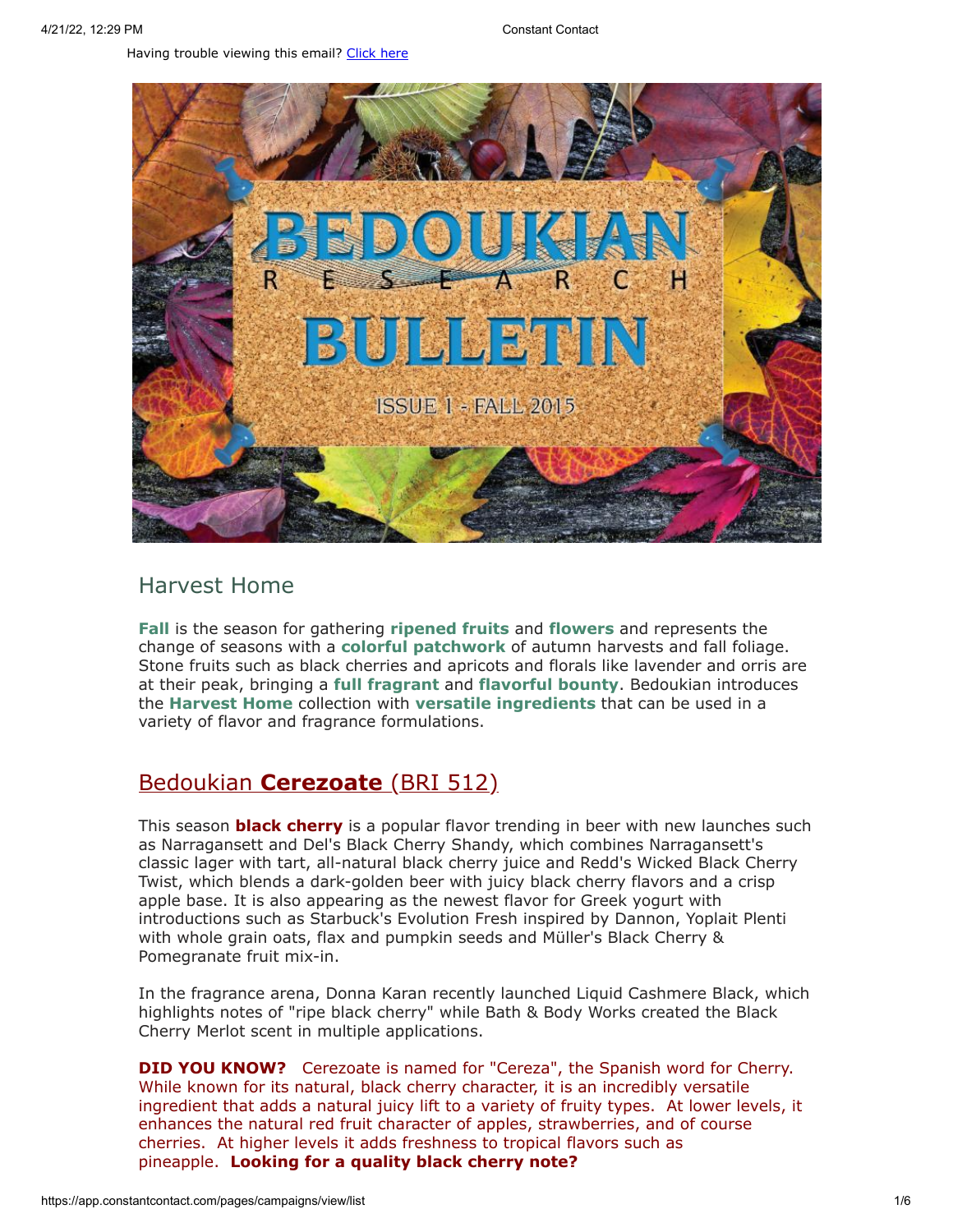Having trouble viewing this email? Click here

BEDOUKIAN RESEARCH BULLETIN

ISSUE 1 - FALL 2015

## Harvest Home

**Fall** is the season for gathering **ripened fruits** and **flowers** and represents the change of seasons with a **colorful patchwork** of autumn harvests and fall foliage. Stone fruits such as black cherries and apricots and florals like lavender and orris are at their peak, bringing a **full fragrant** and **flavorful bounty**. Bedoukian introduces the **Harvest Home** collection with **versatile ingredients** that can be used in a variety of flavor and fragrance formulations.

## Bedoukian **Cerezoate** (BRI 512)

This season **black cherry** is a popular flavor trending in beer with new launches such as Narragansett and Del's Black Cherry Shandy, which combines Narragansett's classic lager with tart, all-natural black cherry juice and Redd's Wicked Black Cherry Twist, which blends a dark-golden beer with juicy black cherry flavors and a crisp apple base. It is also appearing as the newest flavor for Greek yogurt with introductions such as Starbuck's Evolution Fresh inspired by Dannon, Yoplait Plenti with whole grain oats, flax and pumpkin seeds and Müller's Black Cherry & Pomegranate fruit mix-in.

In the fragrance arena, Donna Karan recently launched Liquid Cashmere Black, which highlights notes of "ripe black cherry" while Bath & Body Works created the Black Cherry Merlot scent in multiple applications.

**DID YOU KNOW?** Cerezoate is named for "Cereza", the Spanish word for Cherry. While known for its natural, black cherry character, it is an incredibly versatile ingredient that adds a natural juicy lift to a variety of fruity types. At lower levels, it enhances the natural red fruit character of apples, strawberries, and of course cherries. At higher levels it adds freshness to tropical flavors such as pineapple. **Looking for a quality black cherry note?**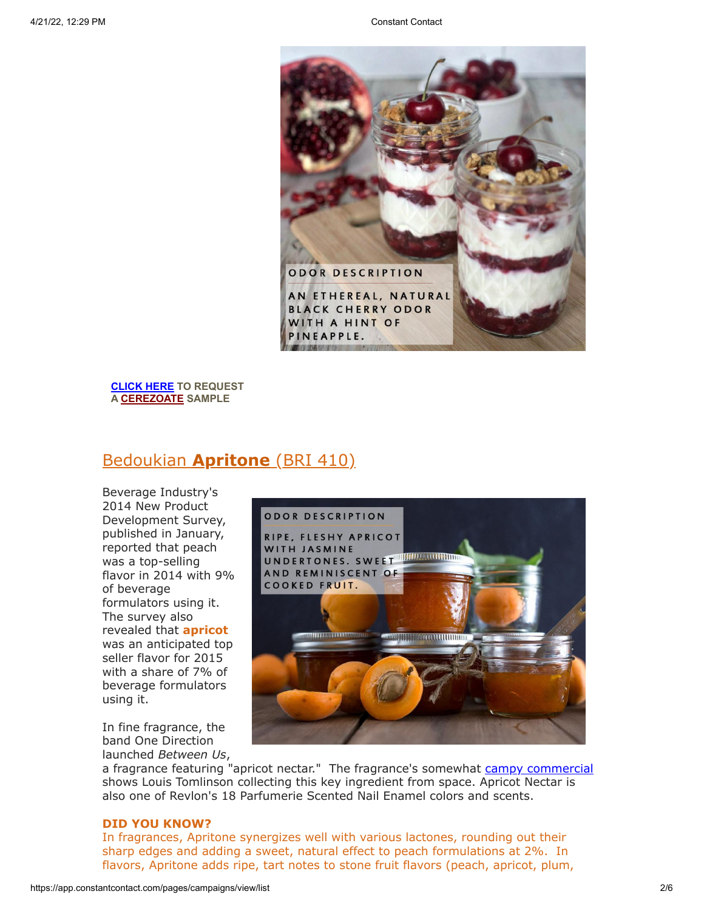ODOR DESCRIPTION

AN ETHEREAL, NATURAL BLACK CHERRY ODOR WITH A HINT OF PINEAPPLE.

**CLICK HERE TO REQUEST A CEREZOATE SAMPLE**

## Bedoukian **Apritone** (BRI 410)

ODOR DESCRIPTION

RIPE, FLESHY APRICOT WITH JASMINE UNDERTONES. SWEET AND REMINISCENT OF COOKED FRUIT.

Beverage Industry's 2014 New Product Development Survey, published in January, reported that peach was a top-selling flavor in 2014 with 9% of beverage formulators using it. The survey also revealed that **apricot** was an anticipated top seller flavor for 2015 with a share of 7% of beverage formulators using it.

In fine fragrance, the band One Direction launched *Between Us*, a fragrance featuring "apricot nectar." The fragrance's somewhat campy commercial shows Louis Tomlinson collecting this key ingredient from space. Apricot Nectar is also one of Revlon's 18 Parfumerie Scented Nail Enamel colors and scents.

**DID YOU KNOW?**

In fragrances, Apritone synergizes well with various lactones, rounding out their sharp edges and adding a sweet, natural effect to peach formulations at 2%. In flavors, Apritone adds ripe, tart notes to stone fruit flavors (peach, apricot, plum,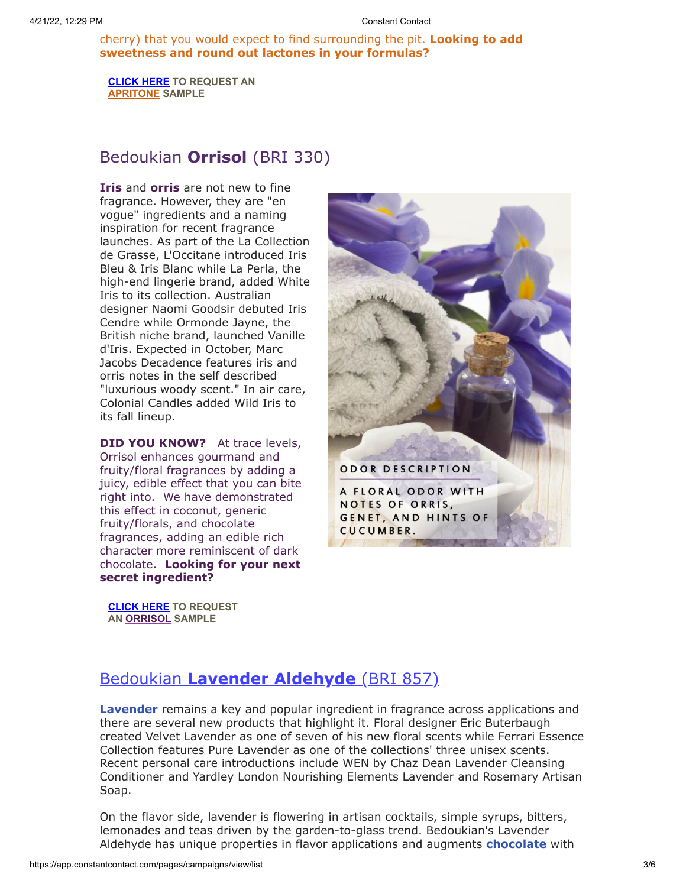cherry) that you would expect to find surrounding the pit. **Looking to add sweetness and round out lactones in your formulas?**

**CLICK HERE TO REQUEST AN APRITONE SAMPLE**

## Bedoukian **Orrisol** (BRI 330)

**Iris** and **orris** are not new to fine fragrance. However, they are "en vogue" ingredients and a naming inspiration for recent fragrance launches. As part of the La Collection de Grasse, L'Occitane introduced Iris Bleu & Iris Blanc while La Perla, the high-end lingerie brand, added White Iris to its collection. Australian designer Naomi Goodsir debuted Iris Cendre while Ormonde Jayne, the British niche brand, launched Vanille d'Iris. Expected in October, Marc Jacobs Decadence features iris and orris notes in the self described "luxurious woody scent." In air care, Colonial Candles added Wild Iris to its fall lineup.

**DID YOU KNOW?** At trace levels, Orrisol enhances gourmand and fruity/floral fragrances by adding a juicy, edible effect that you can bite right into. We have demonstrated this effect in coconut, generic fruity/florals, and chocolate fragrances, adding an edible rich character more reminiscent of dark chocolate. **Looking for your next secret ingredient?**

ODOR DESCRIPTION

A FLORAL ODOR WITH NOTES OF ORRIS, GENET, AND HINTS OF CUCUMBER.

**CLICK HERE TO REQUEST AN ORRISOL SAMPLE**

## Bedoukian **Lavender Aldehyde** (BRI 857)

**Lavender** remains a key and popular ingredient in fragrance across applications and there are several new products that highlight it. Floral designer Eric Buterbaugh created Velvet Lavender as one of seven of his new floral scents while Ferrari Essence Collection features Pure Lavender as one of the collections' three unisex scents. Recent personal care introductions include WEN by Chaz Dean Lavender Cleansing Conditioner and Yardley London Nourishing Elements Lavender and Rosemary Artisan Soap.

On the flavor side, lavender is flowering in artisan cocktails, simple syrups, bitters, lemonades and teas driven by the garden-to-glass trend. Bedoukian's Lavender Aldehyde has unique properties in flavor applications and augments **chocolate** with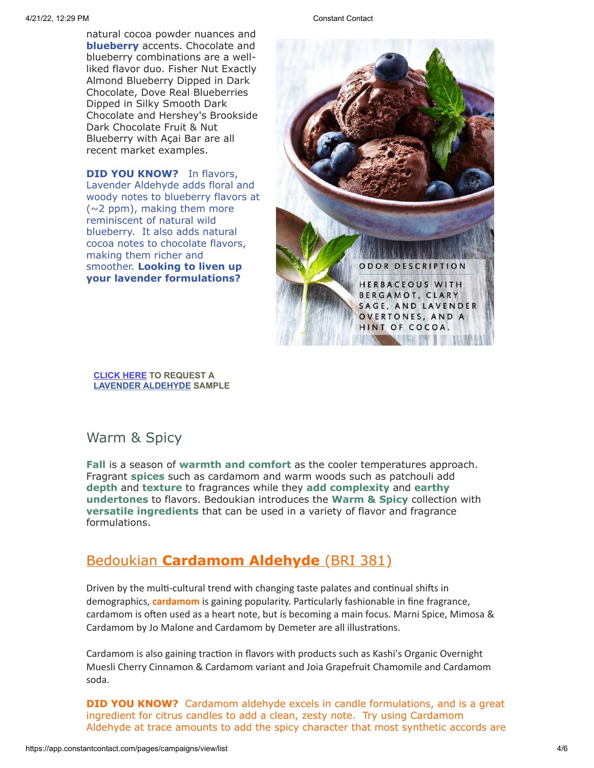natural cocoa powder nuances and **blueberry** accents. Chocolate and blueberry combinations are a well-liked flavor duo. Fisher Nut Exactly Almond Blueberry Dipped in Dark Chocolate, Dove Real Blueberries Dipped in Silky Smooth Dark Chocolate and Hershey's Brookside Dark Chocolate Fruit & Nut Blueberry with Açai Bar are all recent market examples.

**DID YOU KNOW?** In flavors, Lavender Aldehyde adds floral and woody notes to blueberry flavors at (~2 ppm), making them more reminiscent of natural wild blueberry. It also adds natural cocoa notes to chocolate flavors, making them richer and smoother. **Looking to liven up your lavender formulations?**

ODOR DESCRIPTION

HERBACEOUS WITH BERGAMOT, CLARY SAGE, AND LAVENDER OVERTONES, AND A HINT OF COCOA.

**CLICK HERE TO REQUEST A LAVENDER ALDEHYDE SAMPLE**

## Warm & Spicy

**Fall** is a season of **warmth and comfort** as the cooler temperatures approach. Fragrant **spices** such as cardamom and warm woods such as patchouli add **depth** and **texture** to fragrances while they **add complexity** and **earthy undertones** to flavors. Bedoukian introduces the **Warm & Spicy** collection with **versatile ingredients** that can be used in a variety of flavor and fragrance formulations.

## Bedoukian **Cardamom Aldehyde** (BRI 381)

Driven by the multi-cultural trend with changing taste palates and continual shifts in demographics, **cardamom** is gaining popularity. Particularly fashionable in fine fragrance, cardamom is often used as a heart note, but is becoming a main focus. Marni Spice, Mimosa & Cardamom by Jo Malone and Cardamom by Demeter are all illustrations.

Cardamom is also gaining traction in flavors with products such as Kashi's Organic Overnight Muesli Cherry Cinnamon & Cardamom variant and Joia Grapefruit Chamomile and Cardamom soda.

**DID YOU KNOW?** Cardamom aldehyde excels in candle formulations, and is a great ingredient for citrus candles to add a clean, zesty note. Try using Cardamom Aldehyde at trace amounts to add the spicy character that most synthetic accords are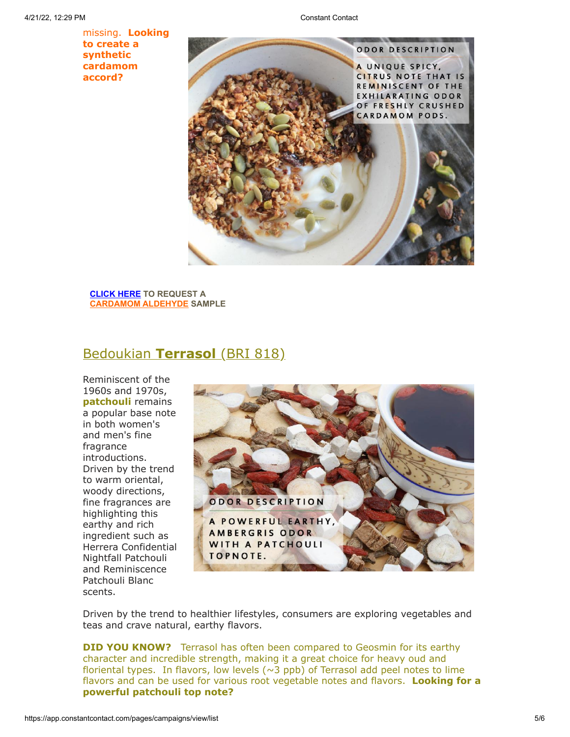missing. **Looking to create a synthetic cardamom accord?**

ODOR DESCRIPTION

A UNIQUE SPICY, CITRUS NOTE THAT IS REMINISCENT OF THE EXHILARATING ODOR OF FRESHLY CRUSHED CARDAMOM PODS.

**CLICK HERE TO REQUEST A CARDAMOM ALDEHYDE SAMPLE**

## Bedoukian **Terrasol** (BRI 818)

Reminiscent of the 1960s and 1970s, **patchouli** remains a popular base note in both women's and men's fine fragrance introductions. Driven by the trend to warm oriental, woody directions, fine fragrances are highlighting this earthy and rich ingredient such as Herrera Confidential Nightfall Patchouli and Reminiscence Patchouli Blanc scents.

ODOR DESCRIPTION

A POWERFUL EARTHY, AMBERGRIS ODOR WITH A PATCHOULI TOPNOTE.

Driven by the trend to healthier lifestyles, consumers are exploring vegetables and teas and crave natural, earthy flavors.

**DID YOU KNOW?** Terrasol has often been compared to Geosmin for its earthy character and incredible strength, making it a great choice for heavy oud and floriental types. In flavors, low levels (~3 ppb) of Terrasol add peel notes to lime flavors and can be used for various root vegetable notes and flavors. **Looking for a powerful patchouli top note?**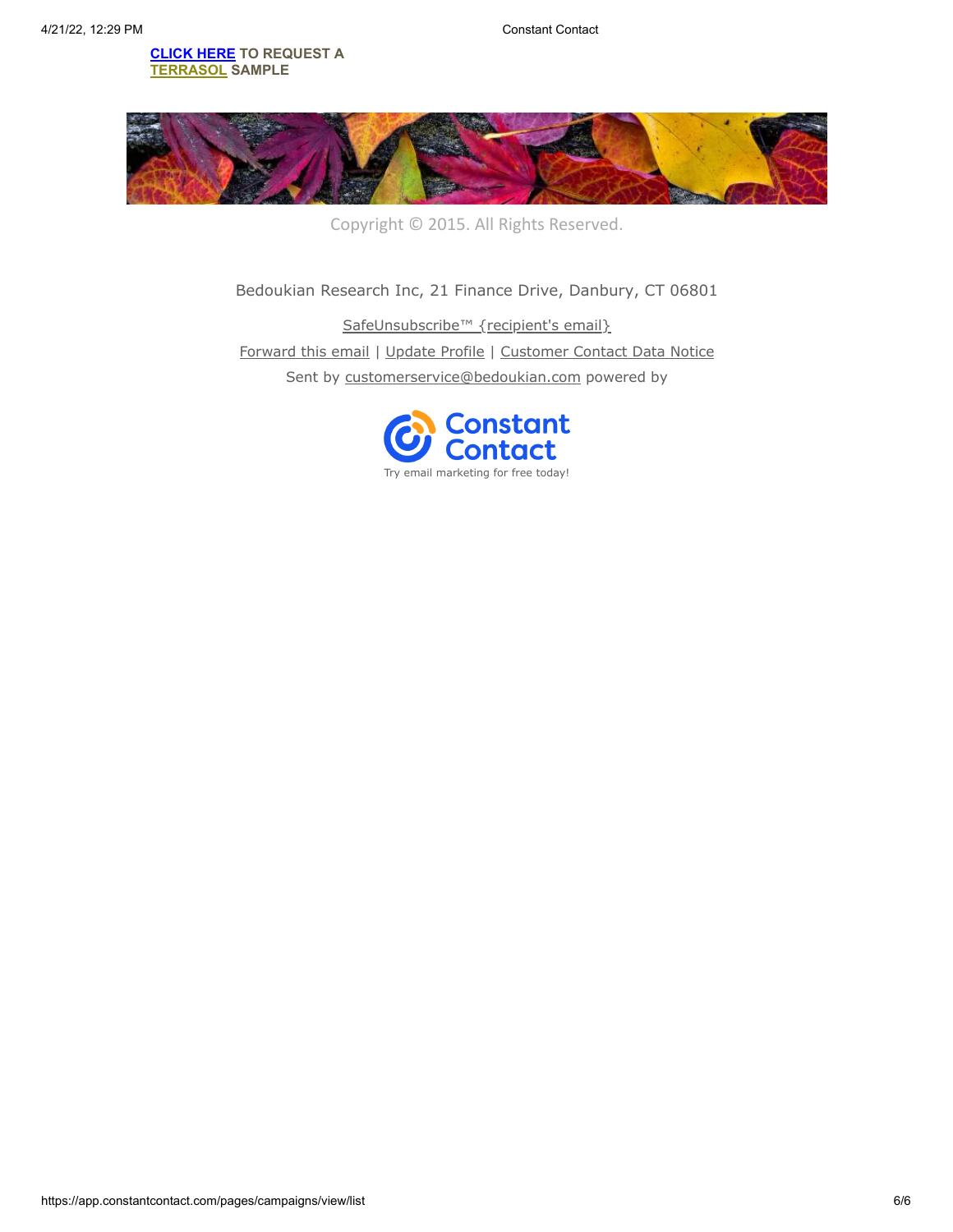**CLICK HERE TO REQUEST A TERRASOL SAMPLE**

Copyright © 2015. All Rights Reserved.

Bedoukian Research Inc, 21 Finance Drive, Danbury, CT 06801

SafeUnsubscribe™ {recipient's email}

Forward this email | Update Profile | Customer Contact Data Notice

Sent by customerservice@bedoukian.com powered by

Constant Contact

Try email marketing for free today!